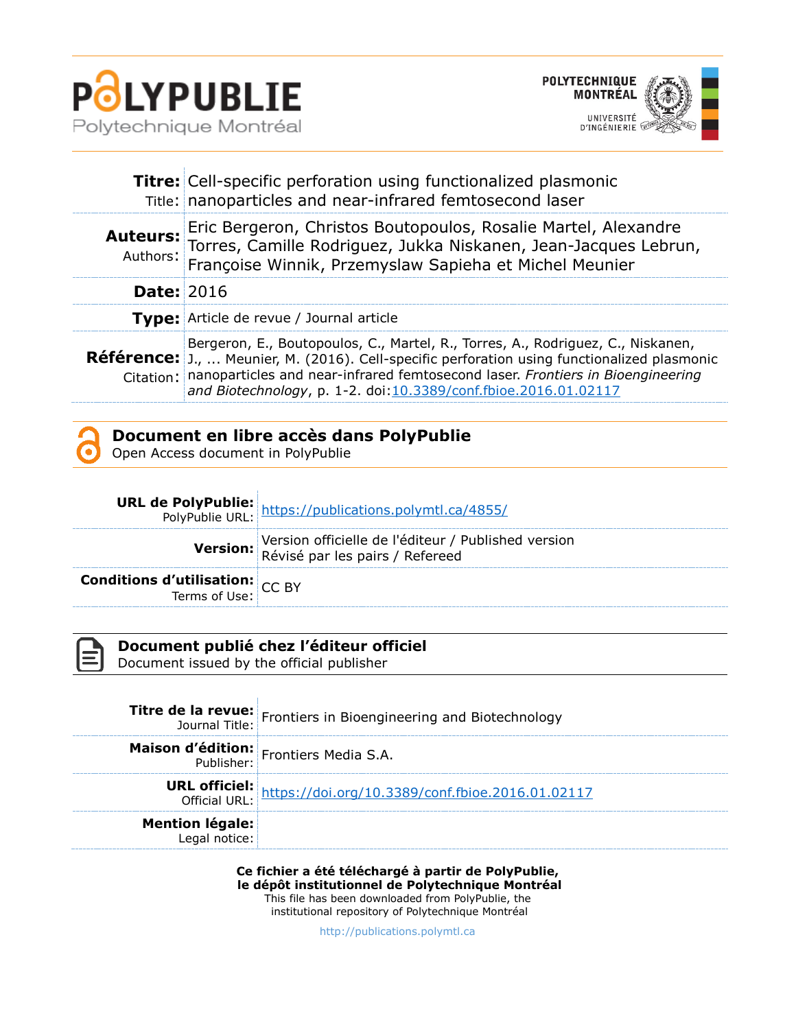# POLYPUBLIE
Polytechnique Montréal

POLYTECHNIQUE MONTRÉAL
UNIVERSITÉ D'INGÉNIERIE

| | |
|---|---|
| **Titre:** Title: | Cell-specific perforation using functionalized plasmonic nanoparticles and near-infrared femtosecond laser |
| **Auteurs:** Authors: | Eric Bergeron, Christos Boutopoulos, Rosalie Martel, Alexandre Torres, Camille Rodriguez, Jukka Niskanen, Jean-Jacques Lebrun, Françoise Winnik, Przemyslaw Sapieha et Michel Meunier |
| **Date:** | 2016 |
| **Type:** | Article de revue / Journal article |
| **Référence:** Citation: | Bergeron, E., Boutopoulos, C., Martel, R., Torres, A., Rodriguez, C., Niskanen, J., ... Meunier, M. (2016). Cell-specific perforation using functionalized plasmonic nanoparticles and near-infrared femtosecond laser. *Frontiers in Bioengineering and Biotechnology*, p. 1-2. doi:[10.3389/conf.fbioe.2016.01.02117](https://doi.org/10.3389/conf.fbioe.2016.01.02117) |

## Document en libre accès dans PolyPublie
Open Access document in PolyPublie

| | |
|---|---|
| **URL de PolyPublie:** PolyPublie URL: | https://publications.polymtl.ca/4855/ |
| **Version:** | Version officielle de l'éditeur / Published version<br>Révisé par les pairs / Refereed |
| **Conditions d'utilisation:** Terms of Use: | CC BY |

## Document publié chez l'éditeur officiel
Document issued by the official publisher

| | |
|---|---|
| **Titre de la revue:** Journal Title: | Frontiers in Bioengineering and Biotechnology |
| **Maison d'édition:** Publisher: | Frontiers Media S.A. |
| **URL officiel:** Official URL: | https://doi.org/10.3389/conf.fbioe.2016.01.02117 |
| **Mention légale:** Legal notice: | |

**Ce fichier a été téléchargé à partir de PolyPublie, le dépôt institutionnel de Polytechnique Montréal**
This file has been downloaded from PolyPublie, the institutional repository of Polytechnique Montréal

http://publications.polymtl.ca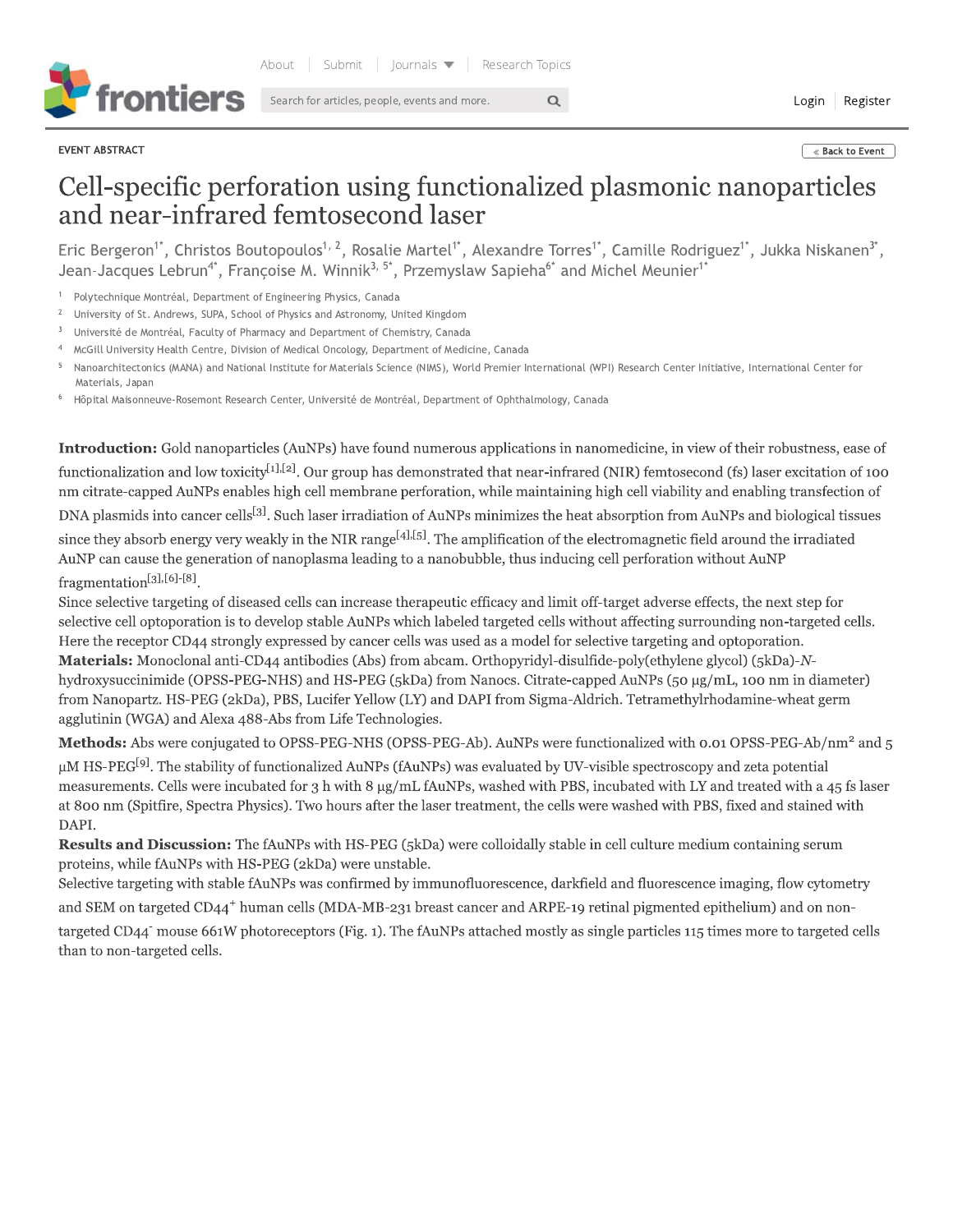EVENT ABSTRACT

# Cell-specific perforation using functionalized plasmonic nanoparticles and near-infrared femtosecond laser

Eric Bergeron[1*], Christos Boutopoulos[1, 2], Rosalie Martel[1*], Alexandre Torres[1*], Camille Rodriguez[1*], Jukka Niskanen[3*], Jean-Jacques Lebrun[4*], Françoise M. Winnik[3, 5*], Przemyslaw Sapieha[6*] and Michel Meunier[1*]

1. Polytechnique Montréal, Department of Engineering Physics, Canada
2. University of St. Andrews, SUPA, School of Physics and Astronomy, United Kingdom
3. Université de Montréal, Faculty of Pharmacy and Department of Chemistry, Canada
4. McGill University Health Centre, Division of Medical Oncology, Department of Medicine, Canada
5. Nanoarchitectonics (MANA) and National Institute for Materials Science (NIMS), World Premier International (WPI) Research Center Initiative, International Center for Materials, Japan
6. Hôpital Maisonneuve-Rosemont Research Center, Université de Montréal, Department of Ophthalmology, Canada

**Introduction:** Gold nanoparticles (AuNPs) have found numerous applications in nanomedicine, in view of their robustness, ease of functionalization and low toxicity[1],[2]. Our group has demonstrated that near-infrared (NIR) femtosecond (fs) laser excitation of 100 nm citrate-capped AuNPs enables high cell membrane perforation, while maintaining high cell viability and enabling transfection of DNA plasmids into cancer cells[3]. Such laser irradiation of AuNPs minimizes the heat absorption from AuNPs and biological tissues since they absorb energy very weakly in the NIR range[4],[5]. The amplification of the electromagnetic field around the irradiated AuNP can cause the generation of nanoplasma leading to a nanobubble, thus inducing cell perforation without AuNP fragmentation[3],[6]-[8].

Since selective targeting of diseased cells can increase therapeutic efficacy and limit off-target adverse effects, the next step for selective cell optoporation is to develop stable AuNPs which labeled targeted cells without affecting surrounding non-targeted cells. Here the receptor CD44 strongly expressed by cancer cells was used as a model for selective targeting and optoporation.

**Materials:** Monoclonal anti-CD44 antibodies (Abs) from abcam. Orthopyridyl-disulfide-poly(ethylene glycol) (5kDa)-*N*-hydroxysuccinimide (OPSS-PEG-NHS) and HS-PEG (5kDa) from Nanocs. Citrate-capped AuNPs (50 μg/mL, 100 nm in diameter) from Nanopartz. HS-PEG (2kDa), PBS, Lucifer Yellow (LY) and DAPI from Sigma-Aldrich. Tetramethylrhodamine-wheat germ agglutinin (WGA) and Alexa 488-Abs from Life Technologies.

**Methods:** Abs were conjugated to OPSS-PEG-NHS (OPSS-PEG-Ab). AuNPs were functionalized with 0.01 OPSS-PEG-Ab/nm$^2$ and 5 μM HS-PEG[9]. The stability of functionalized AuNPs (fAuNPs) was evaluated by UV-visible spectroscopy and zeta potential measurements. Cells were incubated for 3 h with 8 μg/mL fAuNPs, washed with PBS, incubated with LY and treated with a 45 fs laser at 800 nm (Spitfire, Spectra Physics). Two hours after the laser treatment, the cells were washed with PBS, fixed and stained with DAPI.

**Results and Discussion:** The fAuNPs with HS-PEG (5kDa) were colloidally stable in cell culture medium containing serum proteins, while fAuNPs with HS-PEG (2kDa) were unstable.

Selective targeting with stable fAuNPs was confirmed by immunofluorescence, darkfield and fluorescence imaging, flow cytometry and SEM on targeted CD44$^+$ human cells (MDA-MB-231 breast cancer and ARPE-19 retinal pigmented epithelium) and on non-targeted CD44$^-$ mouse 661W photoreceptors (Fig. 1). The fAuNPs attached mostly as single particles 115 times more to targeted cells than to non-targeted cells.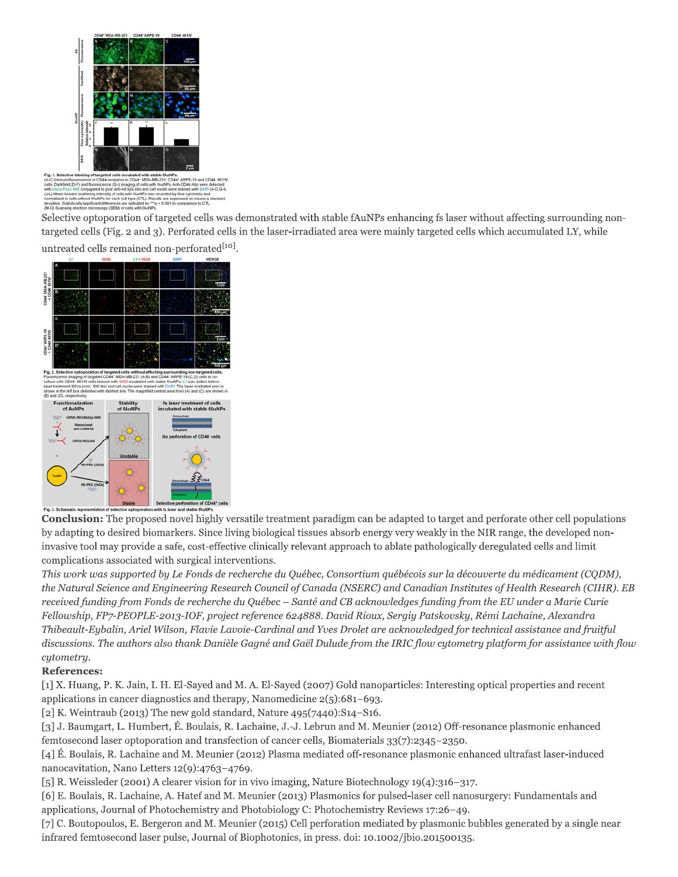Fig. 1. Selective labeling of targeted cells incubated with stable fAuNPs.
(A-C) Immunofluorescence of CD44 receptors in CD44⁺ MDA-MB-231, CD44⁺ ARPE-19 and CD44⁻ 661W cells. Darkfield (D-F) and fluorescence (G-I) imaging of cells with fAuNPs. Anti-CD44 Abs were detected with Alexa Fluor 488 conjugated to goat anti-rat IgG Abs and cell nuclei were stained with DAPI (A-C,G-I). (J-L) Mean forward scattering intensity of cells with fAuNPs was recorded by flow cytometry and normalized to cells without fAuNPs for each cell type (CTL). Results are expressed as means ± standard deviation. Statistically significant differences are indicated by ***p < 0.001 in comparison to CTL. (M-O) Scanning electron microscopy (SEM) of cells with fAuNPs.

Selective optoporation of targeted cells was demonstrated with stable fAuNPs enhancing fs laser without affecting surrounding non-targeted cells (Fig. 2 and 3). Perforated cells in the laser-irradiated area were mainly targeted cells which accumulated LY, while untreated cells remained non-perforated[10].

Fig. 2. Selective optoporation of targeted cells without affecting surrounding non-targeted cells.
Fluorescence imaging of targeted CD44⁺ MDA-MB-231 (A,B) and CD44⁺ ARPE-19 (C,D) cells in co-culture with CD44⁻ 661W cells stained with WGA incubated with stable fAuNPs. LY was added before laser treatment (60 mJ/cm², 500 Hz) and cell nuclei were stained with DAPI. The laser irradiated area is shown in the left box delimited with dashed line. The magnified central area from (A) and (C) are shown in (B) and (D), respectively.

Fig. 3. Schematic representation of selective optoporation with fs laser and stable fAuNPs.

**Conclusion:** The proposed novel highly versatile treatment paradigm can be adapted to target and perforate other cell populations by adapting to desired biomarkers. Since living biological tissues absorb energy very weakly in the NIR range, the developed non-invasive tool may provide a safe, cost-effective clinically relevant approach to ablate pathologically deregulated cells and limit complications associated with surgical interventions.

*This work was supported by Le Fonds de recherche du Québec, Consortium québécois sur la découverte du médicament (CQDM), the Natural Science and Engineering Research Council of Canada (NSERC) and Canadian Institutes of Health Research (CIHR). EB received funding from Fonds de recherche du Québec – Santé and CB acknowledges funding from the EU under a Marie Curie Fellowship, FP7-PEOPLE-2013-IOF, project reference 624888. David Rioux, Sergiy Patskovsky, Rémi Lachaine, Alexandra Thibeault-Eybalin, Ariel Wilson, Flavie Lavoie-Cardinal and Yves Drolet are acknowledged for technical assistance and fruitful discussions. The authors also thank Danièle Gagné and Gaël Dulude from the IRIC flow cytometry platform for assistance with flow cytometry.*

**References:**

[1] X. Huang, P. K. Jain, I. H. El-Sayed and M. A. El-Sayed (2007) Gold nanoparticles: Interesting optical properties and recent applications in cancer diagnostics and therapy, Nanomedicine 2(5):681–693.

[2] K. Weintraub (2013) The new gold standard, Nature 495(7440):S14–S16.

[3] J. Baumgart, L. Humbert, É. Boulais, R. Lachaine, J.-J. Lebrun and M. Meunier (2012) Off-resonance plasmonic enhanced femtosecond laser optoporation and transfection of cancer cells, Biomaterials 33(7):2345–2350.

[4] É. Boulais, R. Lachaine and M. Meunier (2012) Plasma mediated off-resonance plasmonic enhanced ultrafast laser-induced nanocavitation, Nano Letters 12(9):4763–4769.

[5] R. Weissleder (2001) A clearer vision for in vivo imaging, Nature Biotechnology 19(4):316–317.

[6] E. Boulais, R. Lachaine, A. Hatef and M. Meunier (2013) Plasmonics for pulsed-laser cell nanosurgery: Fundamentals and applications, Journal of Photochemistry and Photobiology C: Photochemistry Reviews 17:26–49.

[7] C. Boutopoulos, E. Bergeron and M. Meunier (2015) Cell perforation mediated by plasmonic bubbles generated by a single near infrared femtosecond laser pulse, Journal of Biophotonics, in press. doi: 10.1002/jbio.201500135.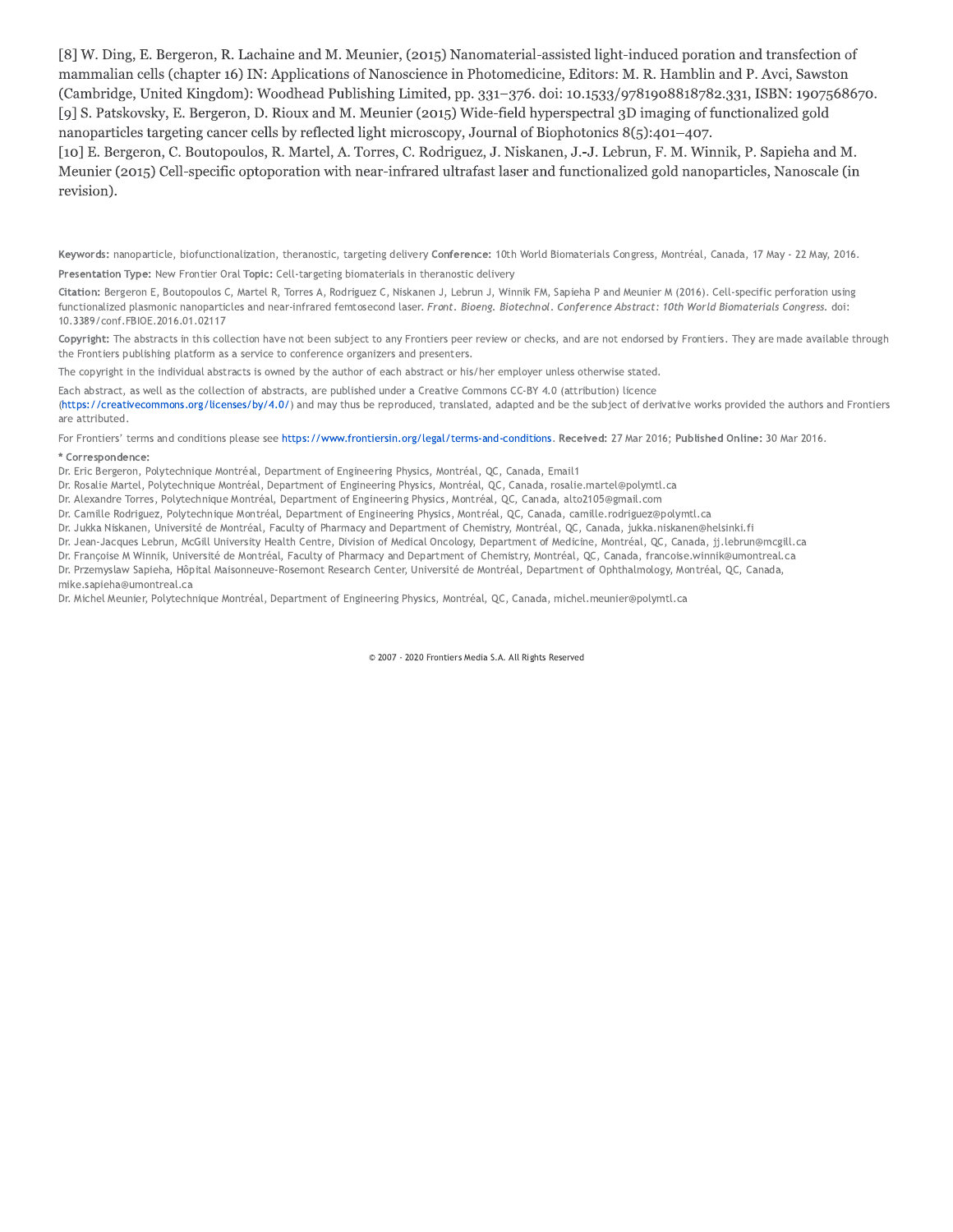[8] W. Ding, E. Bergeron, R. Lachaine and M. Meunier, (2015) Nanomaterial-assisted light-induced poration and transfection of mammalian cells (chapter 16) IN: Applications of Nanoscience in Photomedicine, Editors: M. R. Hamblin and P. Avci, Sawston (Cambridge, United Kingdom): Woodhead Publishing Limited, pp. 331–376. doi: 10.1533/9781908818782.331, ISBN: 1907568670.
[9] S. Patskovsky, E. Bergeron, D. Rioux and M. Meunier (2015) Wide-field hyperspectral 3D imaging of functionalized gold nanoparticles targeting cancer cells by reflected light microscopy, Journal of Biophotonics 8(5):401–407.
[10] E. Bergeron, C. Boutopoulos, R. Martel, A. Torres, C. Rodriguez, J. Niskanen, J.-J. Lebrun, F. M. Winnik, P. Sapieha and M. Meunier (2015) Cell-specific optoporation with near-infrared ultrafast laser and functionalized gold nanoparticles, Nanoscale (in revision).

**Keywords:** nanoparticle, biofunctionalization, theranostic, targeting delivery **Conference:** 10th World Biomaterials Congress, Montréal, Canada, 17 May - 22 May, 2016.

**Presentation Type:** New Frontier Oral **Topic:** Cell-targeting biomaterials in theranostic delivery

**Citation:** Bergeron E, Boutopoulos C, Martel R, Torres A, Rodriguez C, Niskanen J, Lebrun J, Winnik FM, Sapieha P and Meunier M (2016). Cell-specific perforation using functionalized plasmonic nanoparticles and near-infrared femtosecond laser. *Front. Bioeng. Biotechnol. Conference Abstract: 10th World Biomaterials Congress.* doi: 10.3389/conf.FBIOE.2016.01.02117

**Copyright:** The abstracts in this collection have not been subject to any Frontiers peer review or checks, and are not endorsed by Frontiers. They are made available through the Frontiers publishing platform as a service to conference organizers and presenters.

The copyright in the individual abstracts is owned by the author of each abstract or his/her employer unless otherwise stated.

Each abstract, as well as the collection of abstracts, are published under a Creative Commons CC-BY 4.0 (attribution) licence (https://creativecommons.org/licenses/by/4.0/) and may thus be reproduced, translated, adapted and be the subject of derivative works provided the authors and Frontiers are attributed.

For Frontiers' terms and conditions please see https://www.frontiersin.org/legal/terms-and-conditions. **Received:** 27 Mar 2016; **Published Online:** 30 Mar 2016.

**\* Correspondence:**
Dr. Eric Bergeron, Polytechnique Montréal, Department of Engineering Physics, Montréal, QC, Canada, Email1
Dr. Rosalie Martel, Polytechnique Montréal, Department of Engineering Physics, Montréal, QC, Canada, rosalie.martel@polymtl.ca
Dr. Alexandre Torres, Polytechnique Montréal, Department of Engineering Physics, Montréal, QC, Canada, alto2105@gmail.com
Dr. Camille Rodriguez, Polytechnique Montréal, Department of Engineering Physics, Montréal, QC, Canada, camille.rodriguez@polymtl.ca
Dr. Jukka Niskanen, Université de Montréal, Faculty of Pharmacy and Department of Chemistry, Montréal, QC, Canada, jukka.niskanen@helsinki.fi
Dr. Jean-Jacques Lebrun, McGill University Health Centre, Division of Medical Oncology, Department of Medicine, Montréal, QC, Canada, jj.lebrun@mcgill.ca
Dr. Françoise M Winnik, Université de Montréal, Faculty of Pharmacy and Department of Chemistry, Montréal, QC, Canada, francoise.winnik@umontreal.ca
Dr. Przemyslaw Sapieha, Hôpital Maisonneuve-Rosemont Research Center, Université de Montréal, Department of Ophthalmology, Montréal, QC, Canada, mike.sapieha@umontreal.ca
Dr. Michel Meunier, Polytechnique Montréal, Department of Engineering Physics, Montréal, QC, Canada, michel.meunier@polymtl.ca

© 2007 - 2020 Frontiers Media S.A. All Rights Reserved